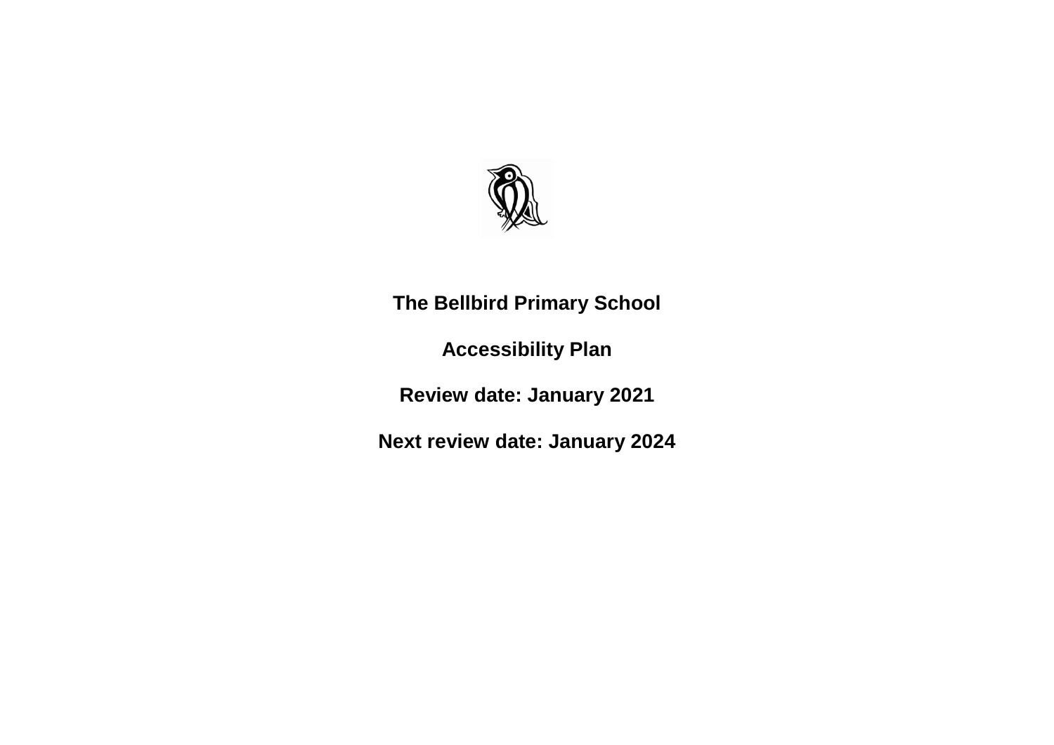# The Bellbird Primary School

## Accessibility Plan

**Review date: January 2021**

**Next review date: January 2024**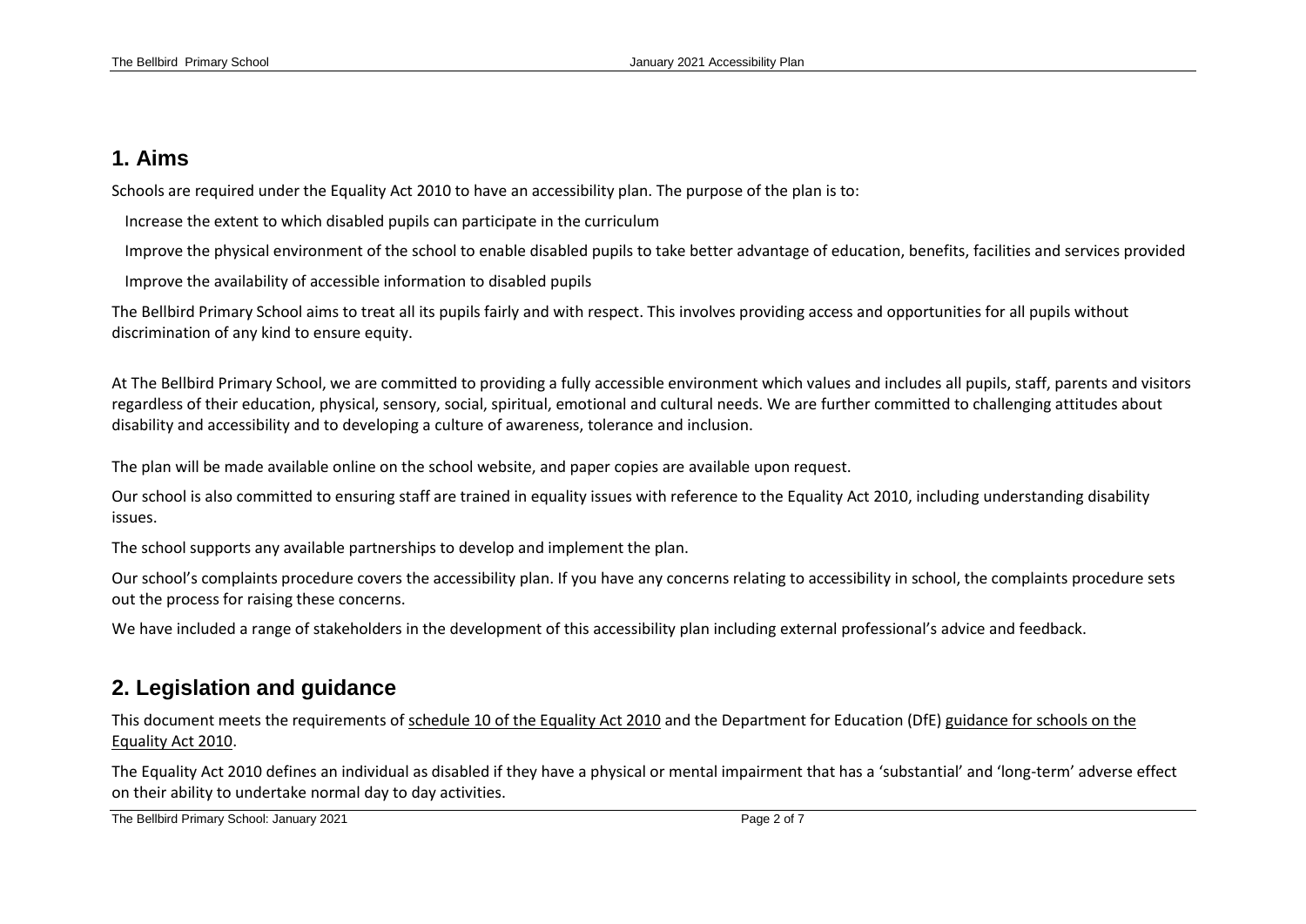## 1. Aims

Schools are required under the Equality Act 2010 to have an accessibility plan. The purpose of the plan is to:

- Increase the extent to which disabled pupils can participate in the curriculum
- Improve the physical environment of the school to enable disabled pupils to take better advantage of education, benefits, facilities and services provided
- Improve the availability of accessible information to disabled pupils

The Bellbird Primary School aims to treat all its pupils fairly and with respect. This involves providing access and opportunities for all pupils without discrimination of any kind to ensure equity.

At The Bellbird Primary School, we are committed to providing a fully accessible environment which values and includes all pupils, staff, parents and visitors regardless of their education, physical, sensory, social, spiritual, emotional and cultural needs. We are further committed to challenging attitudes about disability and accessibility and to developing a culture of awareness, tolerance and inclusion.

The plan will be made available online on the school website, and paper copies are available upon request.

Our school is also committed to ensuring staff are trained in equality issues with reference to the Equality Act 2010, including understanding disability issues.

The school supports any available partnerships to develop and implement the plan.

Our school's complaints procedure covers the accessibility plan. If you have any concerns relating to accessibility in school, the complaints procedure sets out the process for raising these concerns.

We have included a range of stakeholders in the development of this accessibility plan including external professional's advice and feedback.

## 2. Legislation and guidance

This document meets the requirements of schedule 10 of the Equality Act 2010 and the Department for Education (DfE) guidance for schools on the Equality Act 2010.

The Equality Act 2010 defines an individual as disabled if they have a physical or mental impairment that has a 'substantial' and 'long-term' adverse effect on their ability to undertake normal day to day activities.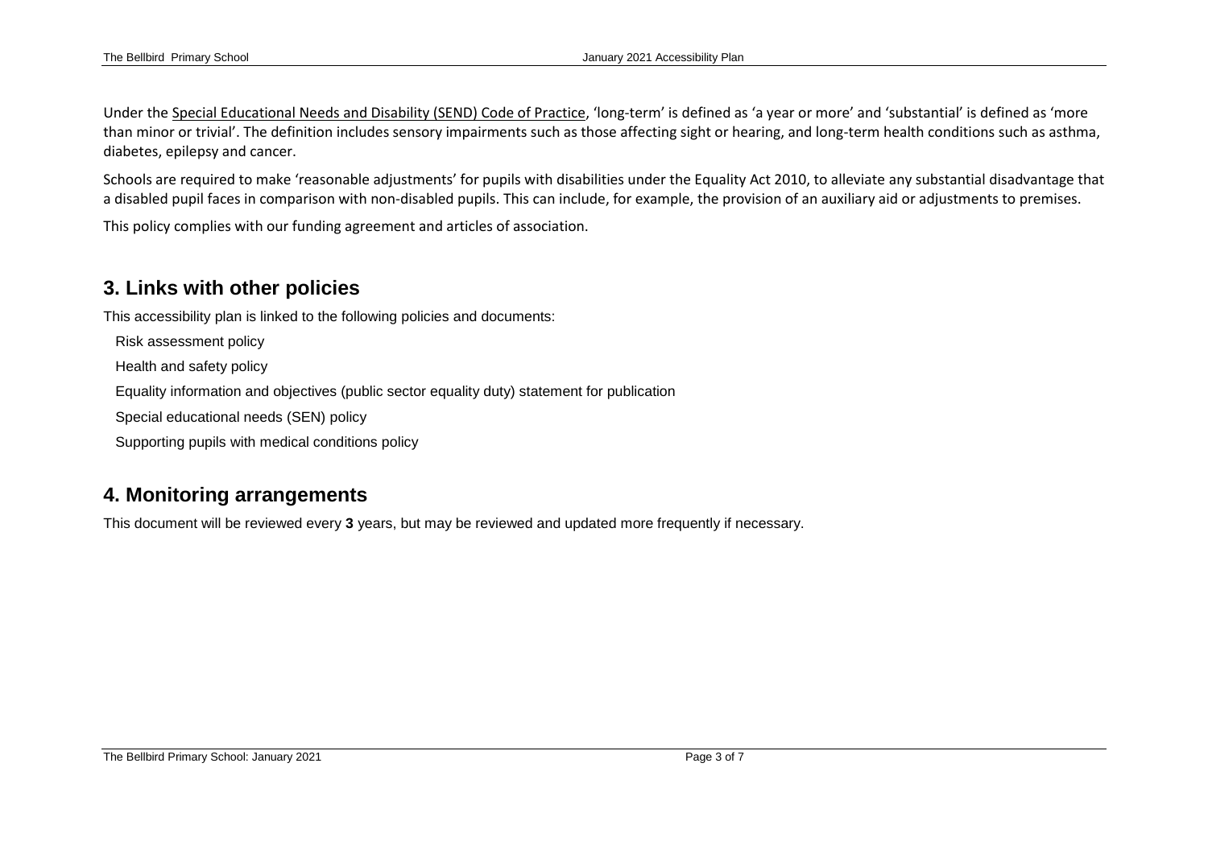Under the Special Educational Needs and Disability (SEND) Code of Practice, 'long-term' is defined as 'a year or more' and 'substantial' is defined as 'more than minor or trivial'. The definition includes sensory impairments such as those affecting sight or hearing, and long-term health conditions such as asthma, diabetes, epilepsy and cancer.

Schools are required to make 'reasonable adjustments' for pupils with disabilities under the Equality Act 2010, to alleviate any substantial disadvantage that a disabled pupil faces in comparison with non-disabled pupils. This can include, for example, the provision of an auxiliary aid or adjustments to premises.

This policy complies with our funding agreement and articles of association.

## 3. Links with other policies

This accessibility plan is linked to the following policies and documents:

- Risk assessment policy
- Health and safety policy
- Equality information and objectives (public sector equality duty) statement for publication
- Special educational needs (SEN) policy
- Supporting pupils with medical conditions policy

## 4. Monitoring arrangements

This document will be reviewed every **3** years, but may be reviewed and updated more frequently if necessary.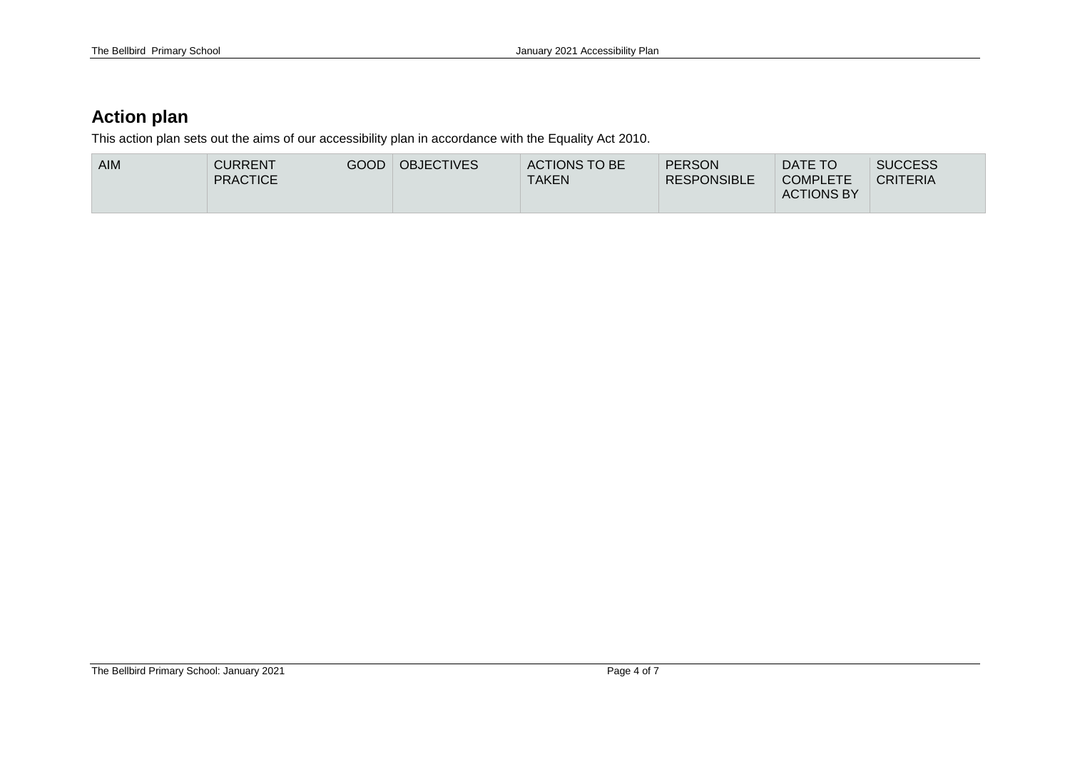## Action plan

This action plan sets out the aims of our accessibility plan in accordance with the Equality Act 2010.

| AIM | CURRENT GOOD PRACTICE | OBJECTIVES | ACTIONS TO BE TAKEN | PERSON RESPONSIBLE | DATE TO COMPLETE ACTIONS BY | SUCCESS CRITERIA |
|---|---|---|---|---|---|---|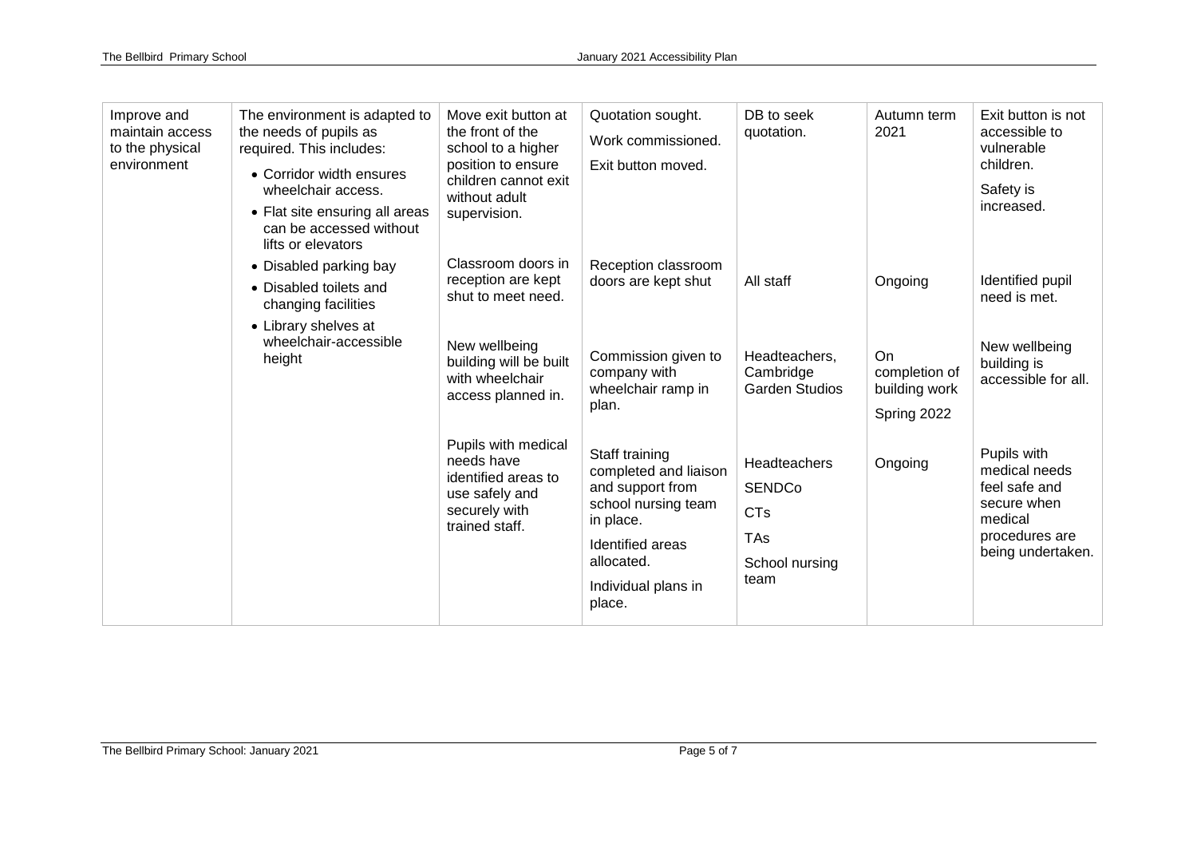| | | | | | | |
|---|---|---|---|---|---|---|
| Improve and maintain access to the physical environment | The environment is adapted to the needs of pupils as required. This includes:<br>• Corridor width ensures wheelchair access.<br>• Flat site ensuring all areas can be accessed without lifts or elevators<br>• Disabled parking bay<br>• Disabled toilets and changing facilities<br>• Library shelves at wheelchair-accessible height | Move exit button at the front of the school to a higher position to ensure children cannot exit without adult supervision. | Quotation sought.<br>Work commissioned.<br>Exit button moved. | DB to seek quotation. | Autumn term 2021 | Exit button is not accessible to vulnerable children.<br>Safety is increased. |
| | | Classroom doors in reception are kept shut to meet need. | Reception classroom doors are kept shut | All staff | Ongoing | Identified pupil need is met. |
| | | New wellbeing building will be built with wheelchair access planned in. | Commission given to company with wheelchair ramp in plan. | Headteachers, Cambridge Garden Studios | On completion of building work<br>Spring 2022 | New wellbeing building is accessible for all. |
| | | Pupils with medical needs have identified areas to use safely and securely with trained staff. | Staff training completed and liaison and support from school nursing team in place.<br>Identified areas allocated.<br>Individual plans in place. | Headteachers<br>SENDCo<br>CTs<br>TAs<br>School nursing team | Ongoing | Pupils with medical needs feel safe and secure when medical procedures are being undertaken. |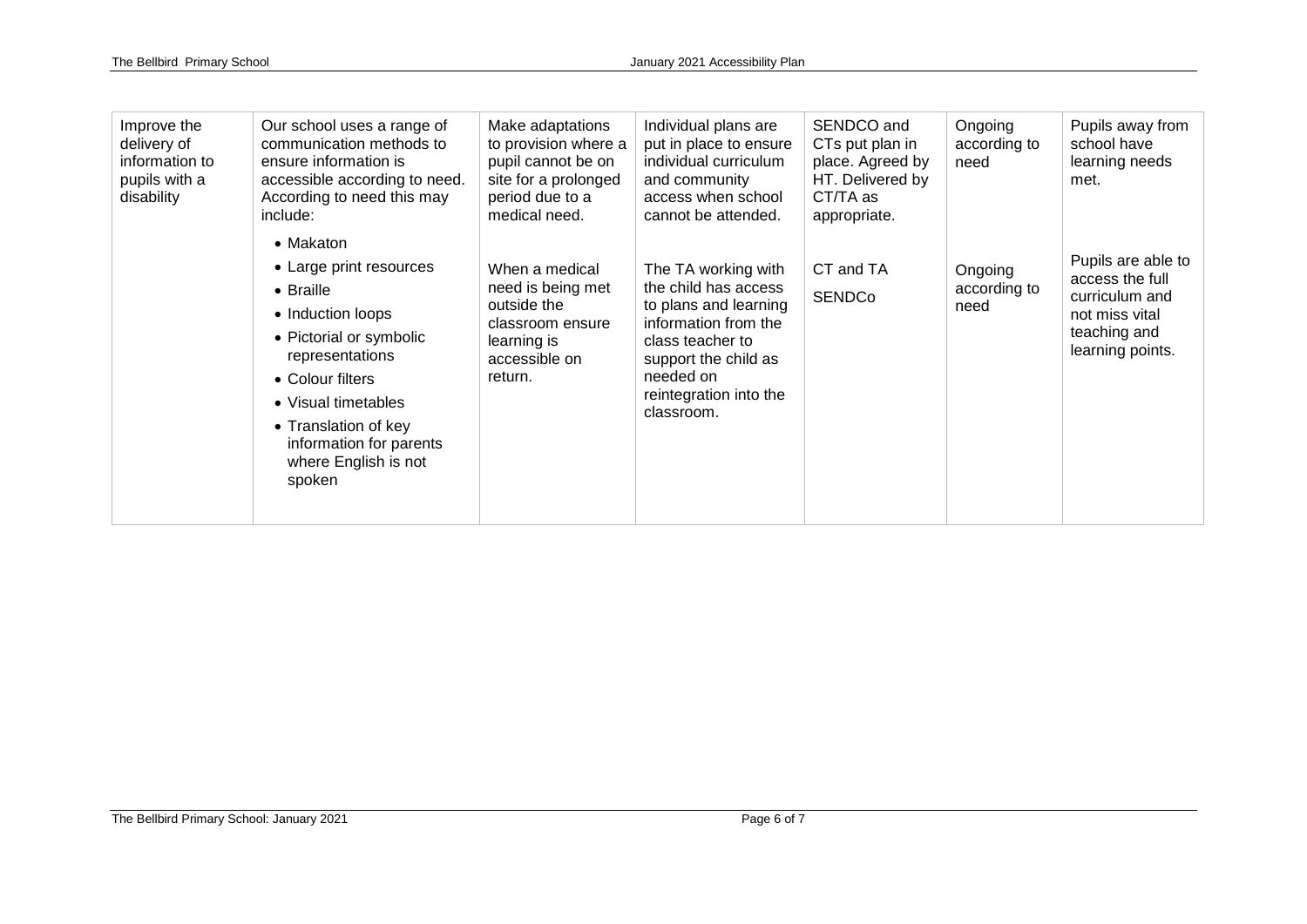| | | | | | | |
|---|---|---|---|---|---|---|
| Improve the delivery of information to pupils with a disability | Our school uses a range of communication methods to ensure information is accessible according to need. According to need this may include:<br>• Makaton<br>• Large print resources<br>• Braille<br>• Induction loops<br>• Pictorial or symbolic representations<br>• Colour filters<br>• Visual timetables<br>• Translation of key information for parents where English is not spoken | Make adaptations to provision where a pupil cannot be on site for a prolonged period due to a medical need. | Individual plans are put in place to ensure individual curriculum and community access when school cannot be attended. | SENDCO and CTs put plan in place. Agreed by HT. Delivered by CT/TA as appropriate. | Ongoing according to need | Pupils away from school have learning needs met. |
| | | When a medical need is being met outside the classroom ensure learning is accessible on return. | The TA working with the child has access to plans and learning information from the class teacher to support the child as needed on reintegration into the classroom. | CT and TA<br>SENDCo | Ongoing according to need | Pupils are able to access the full curriculum and not miss vital teaching and learning points. |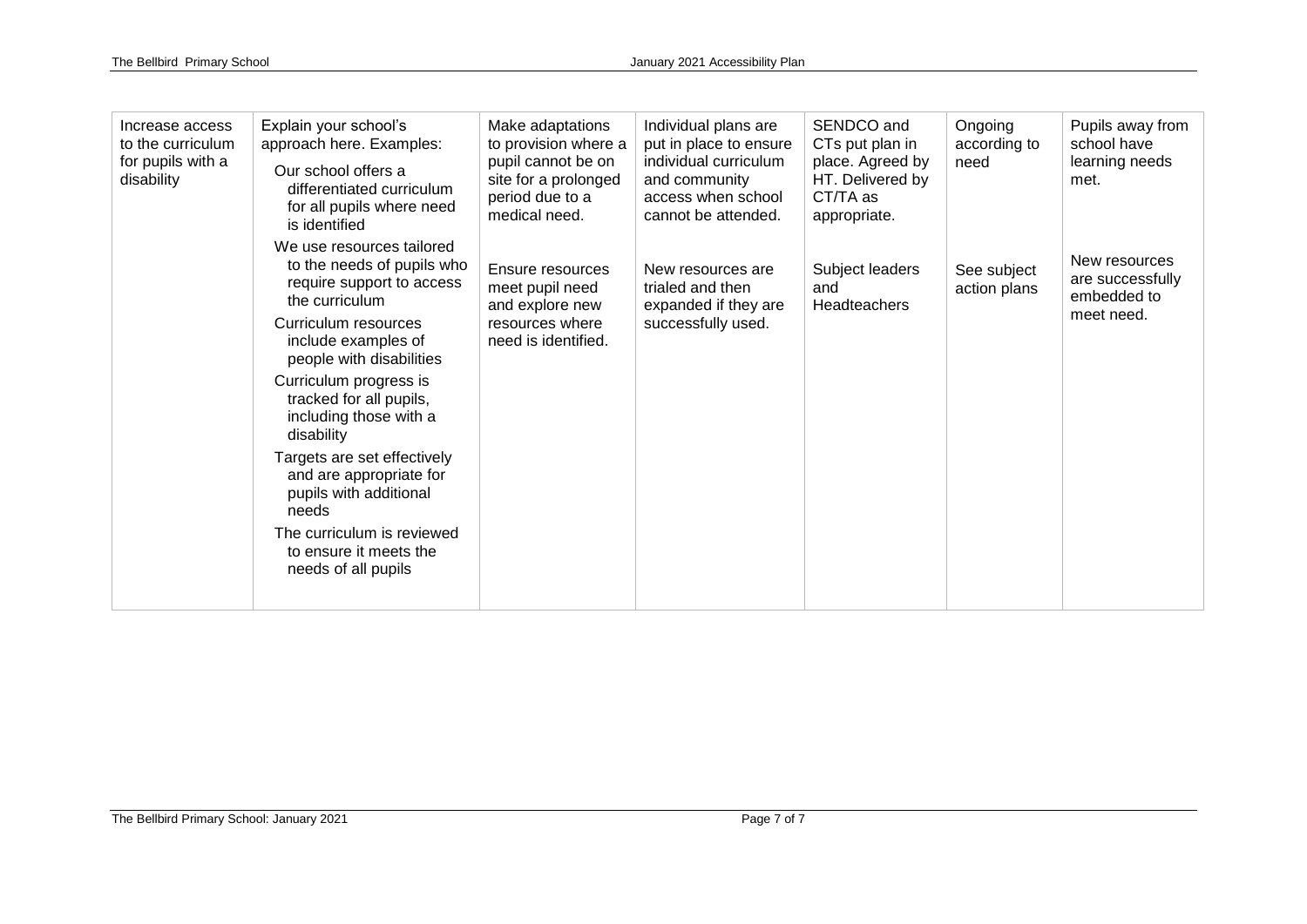| | | | | | | |
|---|---|---|---|---|---|---|
| Increase access to the curriculum for pupils with a disability | Explain your school's approach here. Examples:<br>Our school offers a differentiated curriculum for all pupils where need is identified<br>We use resources tailored to the needs of pupils who require support to access the curriculum<br>Curriculum resources include examples of people with disabilities<br>Curriculum progress is tracked for all pupils, including those with a disability<br>Targets are set effectively and are appropriate for pupils with additional needs<br>The curriculum is reviewed to ensure it meets the needs of all pupils | Make adaptations to provision where a pupil cannot be on site for a prolonged period due to a medical need.<br><br>Ensure resources meet pupil need and explore new resources where need is identified. | Individual plans are put in place to ensure individual curriculum and community access when school cannot be attended.<br><br>New resources are trialed and then expanded if they are successfully used. | SENDCO and CTs put plan in place. Agreed by HT. Delivered by CT/TA as appropriate.<br><br>Subject leaders and Headteachers | Ongoing according to need<br><br>See subject action plans | Pupils away from school have learning needs met.<br><br>New resources are successfully embedded to meet need. |